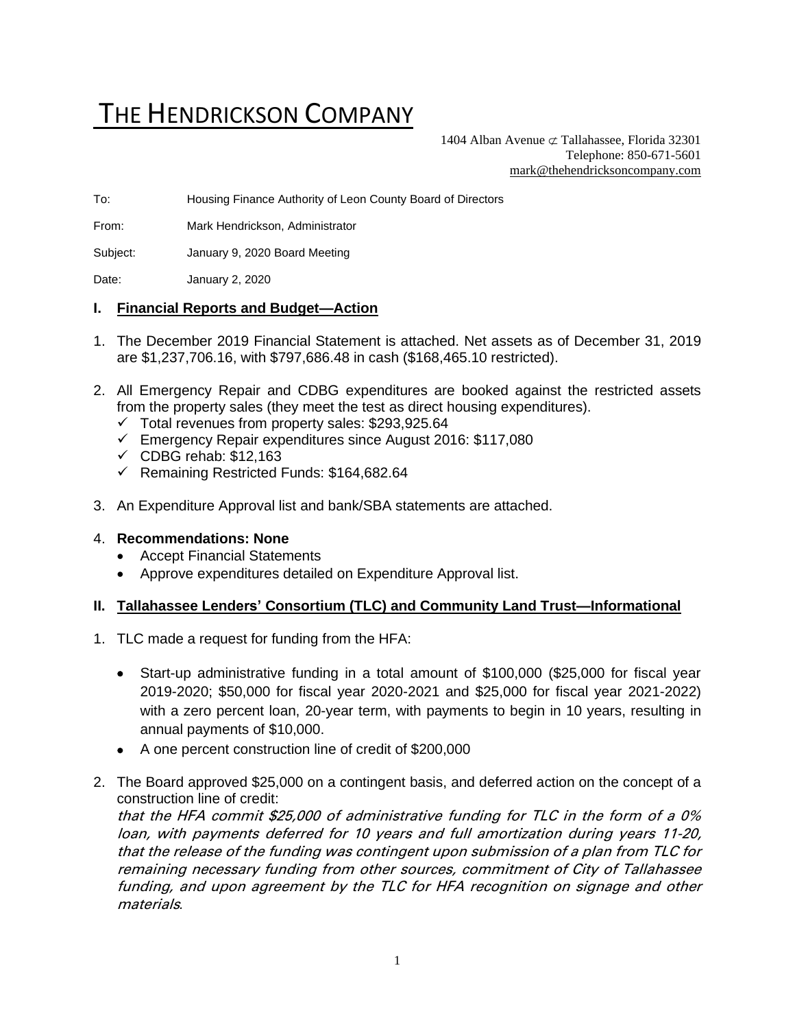# THE HENDRICKSON COMPANY

1404 Alban Avenue ⊄ Tallahassee, Florida 32301
Telephone: 850-671-5601
mark@thehendricksoncompany.com

To: Housing Finance Authority of Leon County Board of Directors

From: Mark Hendrickson, Administrator

Subject: January 9, 2020 Board Meeting

Date: January 2, 2020

## I. Financial Reports and Budget—Action

1. The December 2019 Financial Statement is attached. Net assets as of December 31, 2019 are $1,237,706.16, with $797,686.48 in cash ($168,465.10 restricted).
2. All Emergency Repair and CDBG expenditures are booked against the restricted assets from the property sales (they meet the test as direct housing expenditures).
   - ✓ Total revenues from property sales: $293,925.64
   - ✓ Emergency Repair expenditures since August 2016: $117,080
   - ✓ CDBG rehab: $12,163
   - ✓ Remaining Restricted Funds: $164,682.64
3. An Expenditure Approval list and bank/SBA statements are attached.
4. **Recommendations: None**
   - Accept Financial Statements
   - Approve expenditures detailed on Expenditure Approval list.

## II. Tallahassee Lenders' Consortium (TLC) and Community Land Trust—Informational

1. TLC made a request for funding from the HFA:
   - Start-up administrative funding in a total amount of $100,000 ($25,000 for fiscal year 2019-2020; $50,000 for fiscal year 2020-2021 and $25,000 for fiscal year 2021-2022) with a zero percent loan, 20-year term, with payments to begin in 10 years, resulting in annual payments of $10,000.
   - A one percent construction line of credit of $200,000
2. The Board approved $25,000 on a contingent basis, and deferred action on the concept of a construction line of credit:
   *that the HFA commit $25,000 of administrative funding for TLC in the form of a 0% loan, with payments deferred for 10 years and full amortization during years 11-20, that the release of the funding was contingent upon submission of a plan from TLC for remaining necessary funding from other sources, commitment of City of Tallahassee funding, and upon agreement by the TLC for HFA recognition on signage and other materials*.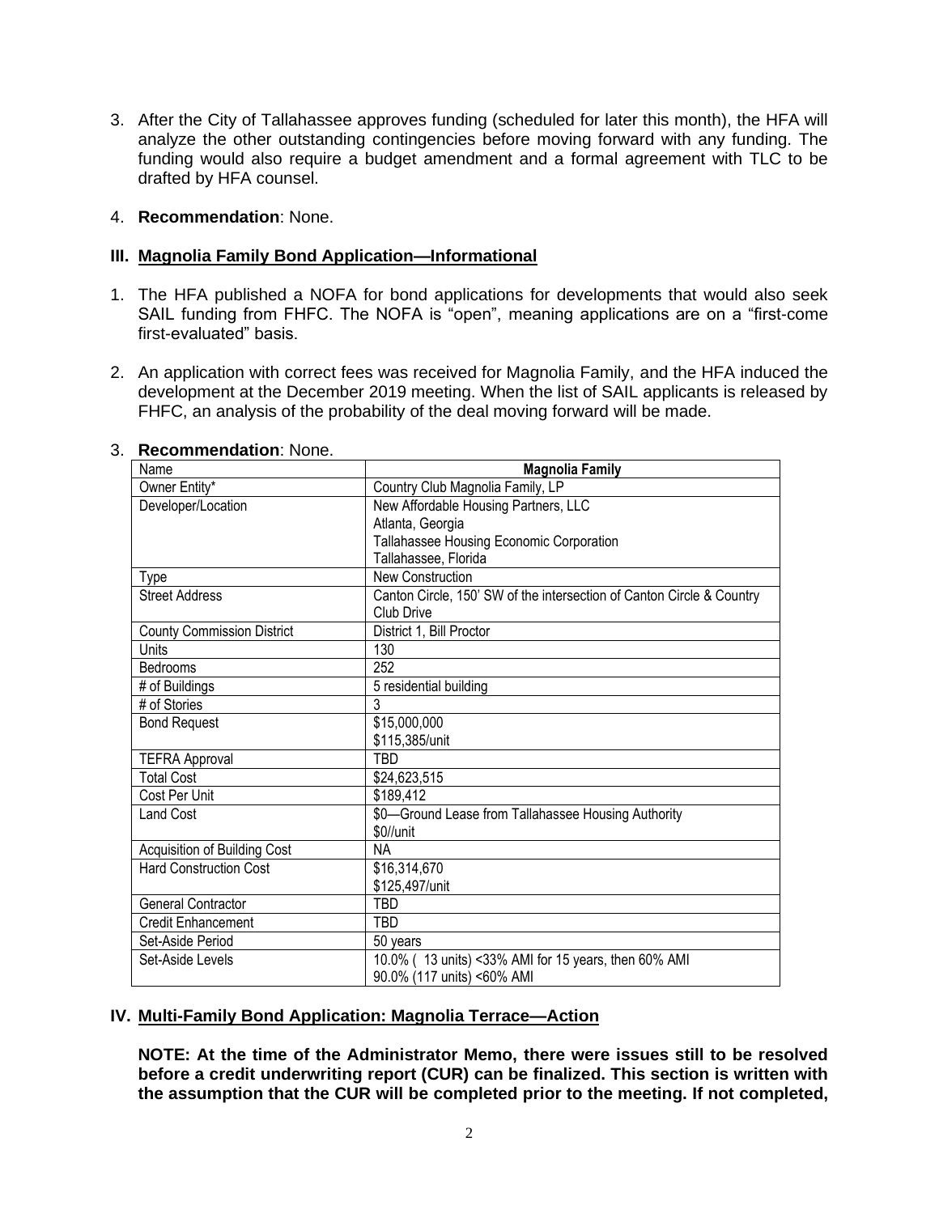3. After the City of Tallahassee approves funding (scheduled for later this month), the HFA will analyze the other outstanding contingencies before moving forward with any funding. The funding would also require a budget amendment and a formal agreement with TLC to be drafted by HFA counsel.

4. **Recommendation**: None.

### III. Magnolia Family Bond Application—Informational

1. The HFA published a NOFA for bond applications for developments that would also seek SAIL funding from FHFC. The NOFA is "open", meaning applications are on a "first-come first-evaluated" basis.

2. An application with correct fees was received for Magnolia Family, and the HFA induced the development at the December 2019 meeting. When the list of SAIL applicants is released by FHFC, an analysis of the probability of the deal moving forward will be made.

3. **Recommendation**: None.

| Name | **Magnolia Family** |
|---|---|
| Owner Entity* | Country Club Magnolia Family, LP |
| Developer/Location | New Affordable Housing Partners, LLC<br>Atlanta, Georgia<br>Tallahassee Housing Economic Corporation<br>Tallahassee, Florida |
| Type | New Construction |
| Street Address | Canton Circle, 150' SW of the intersection of Canton Circle & Country Club Drive |
| County Commission District | District 1, Bill Proctor |
| Units | 130 |
| Bedrooms | 252 |
| # of Buildings | 5 residential building |
| # of Stories | 3 |
| Bond Request | $15,000,000<br>$115,385/unit |
| TEFRA Approval | TBD |
| Total Cost | $24,623,515 |
| Cost Per Unit | $189,412 |
| Land Cost | $0—Ground Lease from Tallahassee Housing Authority<br>$0//unit |
| Acquisition of Building Cost | NA |
| Hard Construction Cost | $16,314,670<br>$125,497/unit |
| General Contractor | TBD |
| Credit Enhancement | TBD |
| Set-Aside Period | 50 years |
| Set-Aside Levels | 10.0% ( 13 units) <33% AMI for 15 years, then 60% AMI<br>90.0% (117 units) <60% AMI |

### IV. Multi-Family Bond Application: Magnolia Terrace—Action

**NOTE: At the time of the Administrator Memo, there were issues still to be resolved before a credit underwriting report (CUR) can be finalized. This section is written with the assumption that the CUR will be completed prior to the meeting. If not completed,**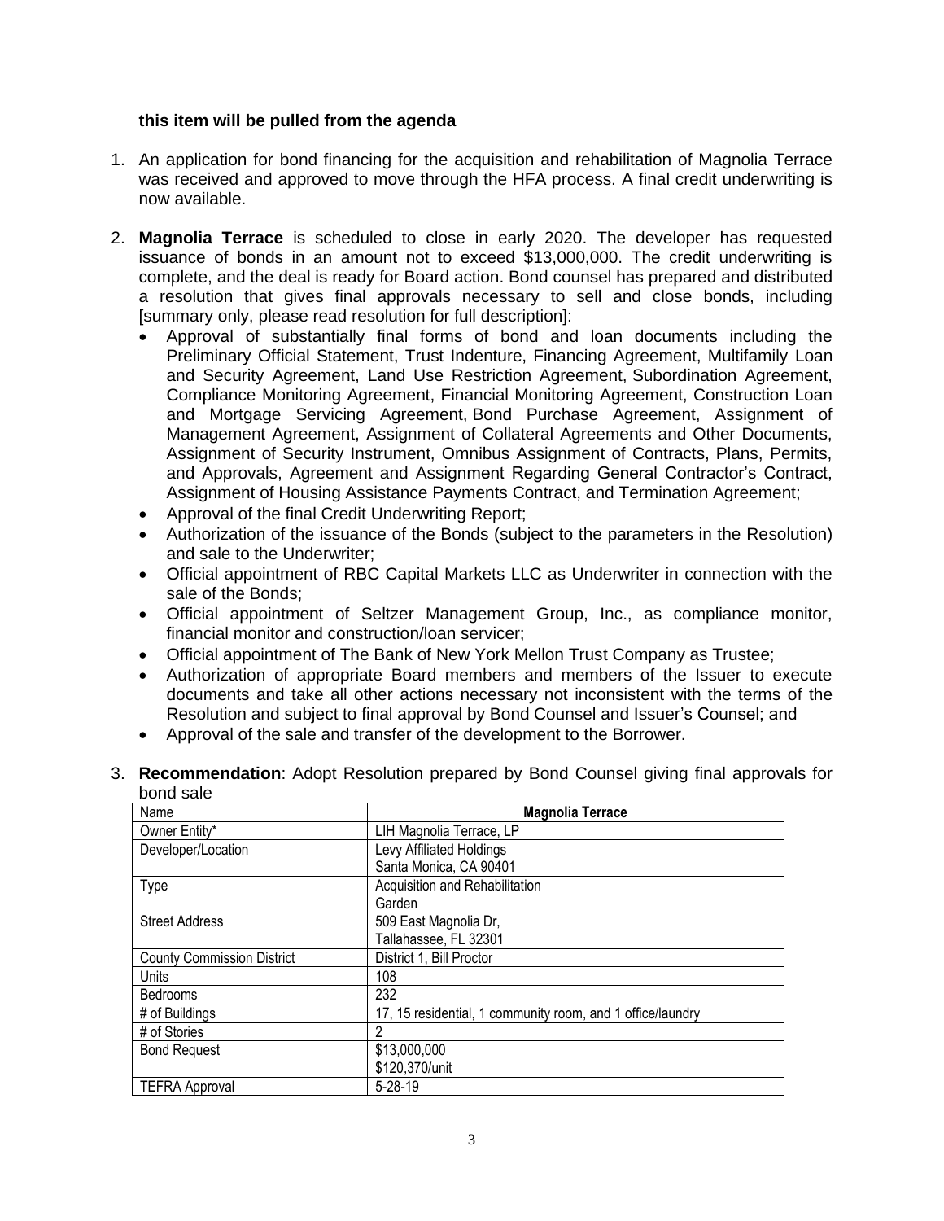**this item will be pulled from the agenda**

1. An application for bond financing for the acquisition and rehabilitation of Magnolia Terrace was received and approved to move through the HFA process. A final credit underwriting is now available.

2. **Magnolia Terrace** is scheduled to close in early 2020. The developer has requested issuance of bonds in an amount not to exceed $13,000,000. The credit underwriting is complete, and the deal is ready for Board action. Bond counsel has prepared and distributed a resolution that gives final approvals necessary to sell and close bonds, including [summary only, please read resolution for full description]:
   - Approval of substantially final forms of bond and loan documents including the Preliminary Official Statement, Trust Indenture, Financing Agreement, Multifamily Loan and Security Agreement, Land Use Restriction Agreement, Subordination Agreement, Compliance Monitoring Agreement, Financial Monitoring Agreement, Construction Loan and Mortgage Servicing Agreement, Bond Purchase Agreement, Assignment of Management Agreement, Assignment of Collateral Agreements and Other Documents, Assignment of Security Instrument, Omnibus Assignment of Contracts, Plans, Permits, and Approvals, Agreement and Assignment Regarding General Contractor's Contract, Assignment of Housing Assistance Payments Contract, and Termination Agreement;
   - Approval of the final Credit Underwriting Report;
   - Authorization of the issuance of the Bonds (subject to the parameters in the Resolution) and sale to the Underwriter;
   - Official appointment of RBC Capital Markets LLC as Underwriter in connection with the sale of the Bonds;
   - Official appointment of Seltzer Management Group, Inc., as compliance monitor, financial monitor and construction/loan servicer;
   - Official appointment of The Bank of New York Mellon Trust Company as Trustee;
   - Authorization of appropriate Board members and members of the Issuer to execute documents and take all other actions necessary not inconsistent with the terms of the Resolution and subject to final approval by Bond Counsel and Issuer's Counsel; and
   - Approval of the sale and transfer of the development to the Borrower.

3. **Recommendation**: Adopt Resolution prepared by Bond Counsel giving final approvals for bond sale

| Name | **Magnolia Terrace** |
|---|---|
| Owner Entity* | LIH Magnolia Terrace, LP |
| Developer/Location | Levy Affiliated Holdings<br>Santa Monica, CA 90401 |
| Type | Acquisition and Rehabilitation<br>Garden |
| Street Address | 509 East Magnolia Dr,<br>Tallahassee, FL 32301 |
| County Commission District | District 1, Bill Proctor |
| Units | 108 |
| Bedrooms | 232 |
| # of Buildings | 17, 15 residential, 1 community room, and 1 office/laundry |
| # of Stories | 2 |
| Bond Request | $13,000,000<br>$120,370/unit |
| TEFRA Approval | 5-28-19 |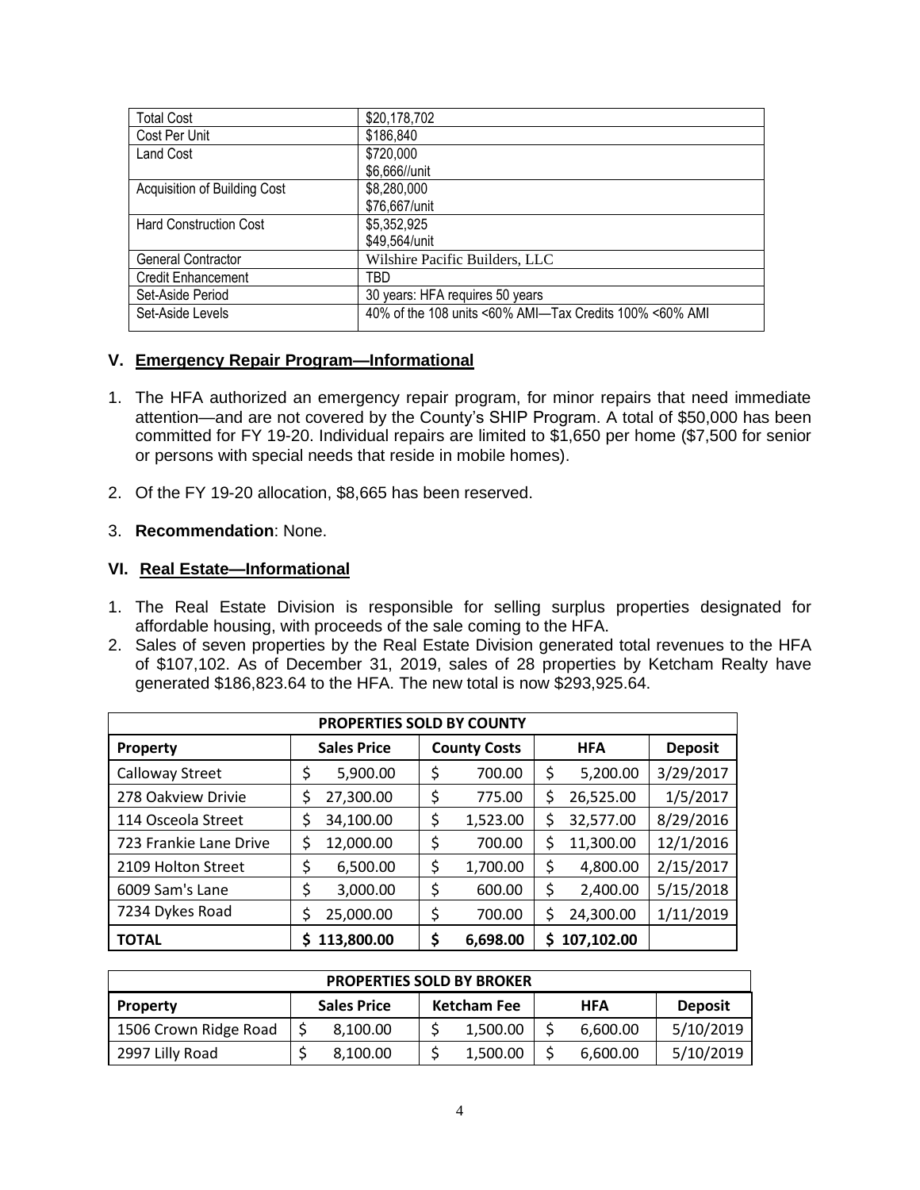| Total Cost | $20,178,702 |
|---|---|
| Cost Per Unit | $186,840 |
| Land Cost | $720,000<br>$6,666//unit |
| Acquisition of Building Cost | $8,280,000<br>$76,667/unit |
| Hard Construction Cost | $5,352,925<br>$49,564/unit |
| General Contractor | Wilshire Pacific Builders, LLC |
| Credit Enhancement | TBD |
| Set-Aside Period | 30 years: HFA requires 50 years |
| Set-Aside Levels | 40% of the 108 units <60% AMI—Tax Credits 100% <60% AMI |

## V. Emergency Repair Program—Informational

1. The HFA authorized an emergency repair program, for minor repairs that need immediate attention—and are not covered by the County's SHIP Program. A total of $50,000 has been committed for FY 19-20. Individual repairs are limited to $1,650 per home ($7,500 for senior or persons with special needs that reside in mobile homes).

2. Of the FY 19-20 allocation, $8,665 has been reserved.

3. **Recommendation**: None.

## VI. Real Estate—Informational

1. The Real Estate Division is responsible for selling surplus properties designated for affordable housing, with proceeds of the sale coming to the HFA.
2. Sales of seven properties by the Real Estate Division generated total revenues to the HFA of $107,102. As of December 31, 2019, sales of 28 properties by Ketcham Realty have generated $186,823.64 to the HFA. The new total is now $293,925.64.

| PROPERTIES SOLD BY COUNTY | | | | |
|---|---|---|---|---|
| **Property** | **Sales Price** | **County Costs** | **HFA** | **Deposit** |
| Calloway Street | $ 5,900.00 | $ 700.00 | $ 5,200.00 | 3/29/2017 |
| 278 Oakview Drivie | $ 27,300.00 | $ 775.00 | $ 26,525.00 | 1/5/2017 |
| 114 Osceola Street | $ 34,100.00 | $ 1,523.00 | $ 32,577.00 | 8/29/2016 |
| 723 Frankie Lane Drive | $ 12,000.00 | $ 700.00 | $ 11,300.00 | 12/1/2016 |
| 2109 Holton Street | $ 6,500.00 | $ 1,700.00 | $ 4,800.00 | 2/15/2017 |
| 6009 Sam's Lane | $ 3,000.00 | $ 600.00 | $ 2,400.00 | 5/15/2018 |
| 7234 Dykes Road | $ 25,000.00 | $ 700.00 | $ 24,300.00 | 1/11/2019 |
| **TOTAL** | **$ 113,800.00** | **$ 6,698.00** | **$ 107,102.00** | |

| PROPERTIES SOLD BY BROKER | | | | |
|---|---|---|---|---|
| **Property** | **Sales Price** | **Ketcham Fee** | **HFA** | **Deposit** |
| 1506 Crown Ridge Road | $ 8,100.00 | $ 1,500.00 | $ 6,600.00 | 5/10/2019 |
| 2997 Lilly Road | $ 8,100.00 | $ 1,500.00 | $ 6,600.00 | 5/10/2019 |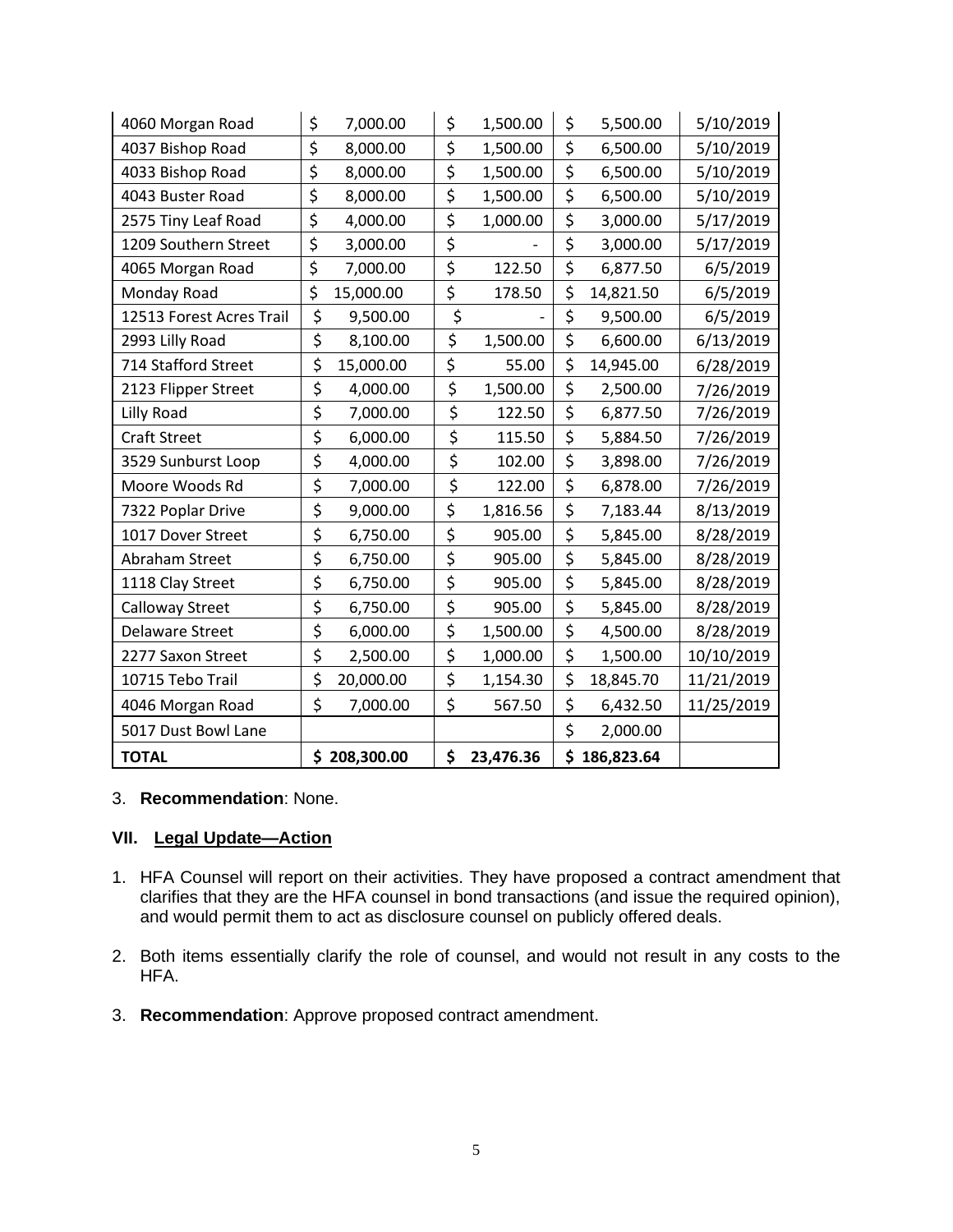| | | | | |
|---|---|---|---|---|
| 4060 Morgan Road | $ 7,000.00 | $ 1,500.00 | $ 5,500.00 | 5/10/2019 |
| 4037 Bishop Road | $ 8,000.00 | $ 1,500.00 | $ 6,500.00 | 5/10/2019 |
| 4033 Bishop Road | $ 8,000.00 | $ 1,500.00 | $ 6,500.00 | 5/10/2019 |
| 4043 Buster Road | $ 8,000.00 | $ 1,500.00 | $ 6,500.00 | 5/10/2019 |
| 2575 Tiny Leaf Road | $ 4,000.00 | $ 1,000.00 | $ 3,000.00 | 5/17/2019 |
| 1209 Southern Street | $ 3,000.00 | $ - | $ 3,000.00 | 5/17/2019 |
| 4065 Morgan Road | $ 7,000.00 | $ 122.50 | $ 6,877.50 | 6/5/2019 |
| Monday Road | $ 15,000.00 | $ 178.50 | $ 14,821.50 | 6/5/2019 |
| 12513 Forest Acres Trail | $ 9,500.00 | $ - | $ 9,500.00 | 6/5/2019 |
| 2993 Lilly Road | $ 8,100.00 | $ 1,500.00 | $ 6,600.00 | 6/13/2019 |
| 714 Stafford Street | $ 15,000.00 | $ 55.00 | $ 14,945.00 | 6/28/2019 |
| 2123 Flipper Street | $ 4,000.00 | $ 1,500.00 | $ 2,500.00 | 7/26/2019 |
| Lilly Road | $ 7,000.00 | $ 122.50 | $ 6,877.50 | 7/26/2019 |
| Craft Street | $ 6,000.00 | $ 115.50 | $ 5,884.50 | 7/26/2019 |
| 3529 Sunburst Loop | $ 4,000.00 | $ 102.00 | $ 3,898.00 | 7/26/2019 |
| Moore Woods Rd | $ 7,000.00 | $ 122.00 | $ 6,878.00 | 7/26/2019 |
| 7322 Poplar Drive | $ 9,000.00 | $ 1,816.56 | $ 7,183.44 | 8/13/2019 |
| 1017 Dover Street | $ 6,750.00 | $ 905.00 | $ 5,845.00 | 8/28/2019 |
| Abraham Street | $ 6,750.00 | $ 905.00 | $ 5,845.00 | 8/28/2019 |
| 1118 Clay Street | $ 6,750.00 | $ 905.00 | $ 5,845.00 | 8/28/2019 |
| Calloway Street | $ 6,750.00 | $ 905.00 | $ 5,845.00 | 8/28/2019 |
| Delaware Street | $ 6,000.00 | $ 1,500.00 | $ 4,500.00 | 8/28/2019 |
| 2277 Saxon Street | $ 2,500.00 | $ 1,000.00 | $ 1,500.00 | 10/10/2019 |
| 10715 Tebo Trail | $ 20,000.00 | $ 1,154.30 | $ 18,845.70 | 11/21/2019 |
| 4046 Morgan Road | $ 7,000.00 | $ 567.50 | $ 6,432.50 | 11/25/2019 |
| 5017 Dust Bowl Lane | | | $ 2,000.00 | |
| **TOTAL** | **$ 208,300.00** | **$ 23,476.36** | **$ 186,823.64** | |

3. **Recommendation**: None.

## VII. Legal Update—Action

1. HFA Counsel will report on their activities. They have proposed a contract amendment that clarifies that they are the HFA counsel in bond transactions (and issue the required opinion), and would permit them to act as disclosure counsel on publicly offered deals.

2. Both items essentially clarify the role of counsel, and would not result in any costs to the HFA.

3. **Recommendation**: Approve proposed contract amendment.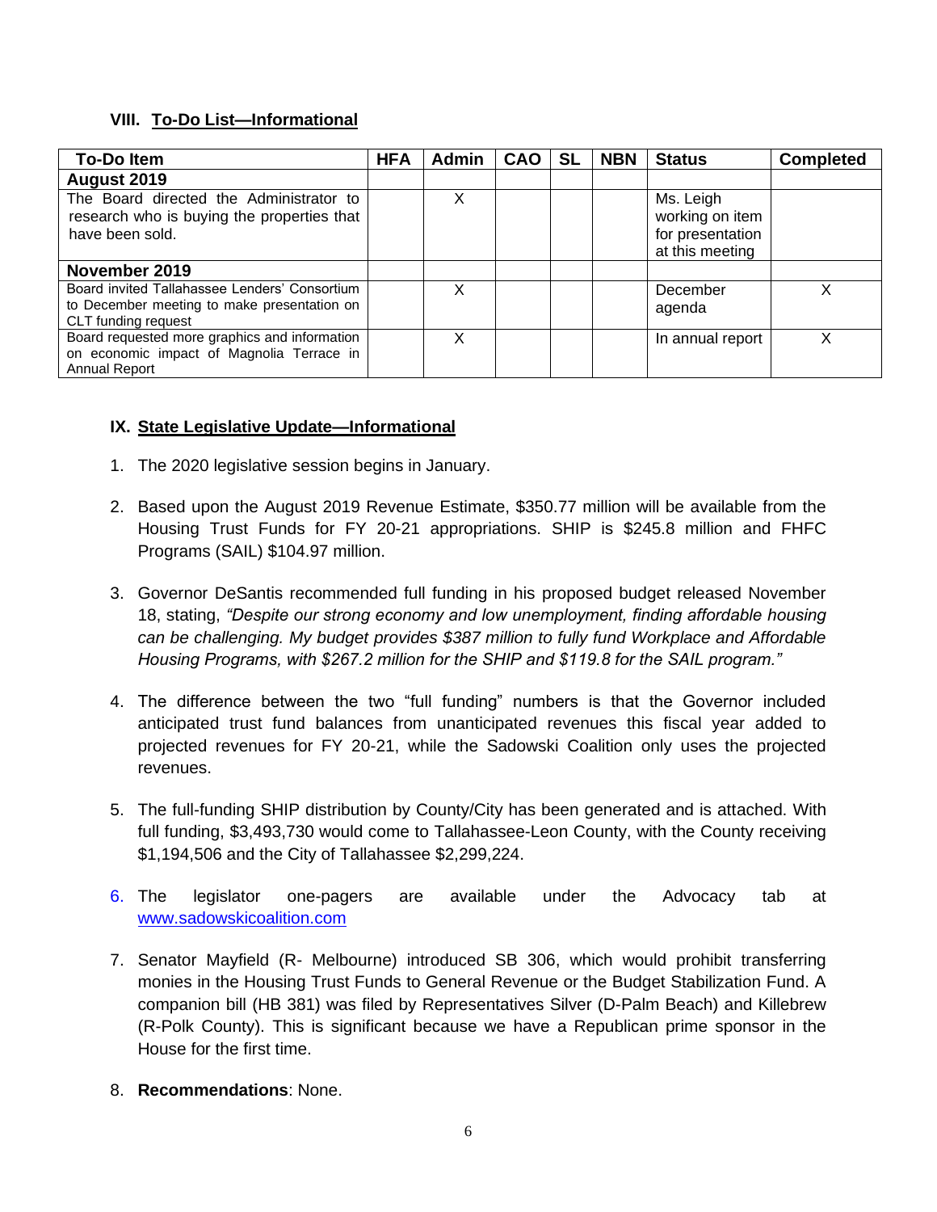### VIII. To-Do List—Informational

| To-Do Item | HFA | Admin | CAO | SL | NBN | Status | Completed |
|---|---|---|---|---|---|---|---|
| **August 2019** | | | | | | | |
| The Board directed the Administrator to research who is buying the properties that have been sold. | | X | | | | Ms. Leigh working on item for presentation at this meeting | |
| **November 2019** | | | | | | | |
| Board invited Tallahassee Lenders' Consortium to December meeting to make presentation on CLT funding request | | X | | | | December agenda | X |
| Board requested more graphics and information on economic impact of Magnolia Terrace in Annual Report | | X | | | | In annual report | X |

### IX. State Legislative Update—Informational

1. The 2020 legislative session begins in January.

2. Based upon the August 2019 Revenue Estimate, $350.77 million will be available from the Housing Trust Funds for FY 20-21 appropriations. SHIP is $245.8 million and FHFC Programs (SAIL) $104.97 million.

3. Governor DeSantis recommended full funding in his proposed budget released November 18, stating, *"Despite our strong economy and low unemployment, finding affordable housing can be challenging. My budget provides $387 million to fully fund Workplace and Affordable Housing Programs, with $267.2 million for the SHIP and $119.8 for the SAIL program."*

4. The difference between the two "full funding" numbers is that the Governor included anticipated trust fund balances from unanticipated revenues this fiscal year added to projected revenues for FY 20-21, while the Sadowski Coalition only uses the projected revenues.

5. The full-funding SHIP distribution by County/City has been generated and is attached. With full funding, $3,493,730 would come to Tallahassee-Leon County, with the County receiving $1,194,506 and the City of Tallahassee $2,299,224.

6. The legislator one-pagers are available under the Advocacy tab at www.sadowskicoalition.com

7. Senator Mayfield (R- Melbourne) introduced SB 306, which would prohibit transferring monies in the Housing Trust Funds to General Revenue or the Budget Stabilization Fund. A companion bill (HB 381) was filed by Representatives Silver (D-Palm Beach) and Killebrew (R-Polk County). This is significant because we have a Republican prime sponsor in the House for the first time.

8. **Recommendations**: None.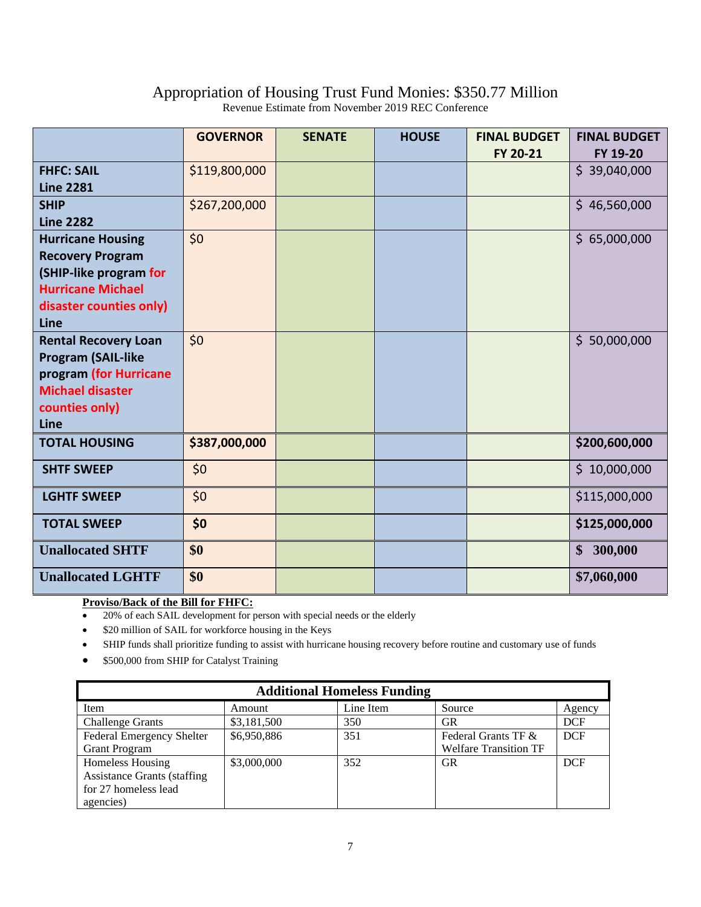# Appropriation of Housing Trust Fund Monies: $350.77 Million

Revenue Estimate from November 2019 REC Conference

| | GOVERNOR | SENATE | HOUSE | FINAL BUDGET FY 20-21 | FINAL BUDGET FY 19-20 |
|---|---|---|---|---|---|
| **FHFC: SAIL Line 2281** | $119,800,000 | | | | $ 39,040,000 |
| **SHIP Line 2282** | $267,200,000 | | | | $ 46,560,000 |
| **Hurricane Housing Recovery Program (SHIP-like program for Hurricane Michael disaster counties only) Line** | $0 | | | | $ 65,000,000 |
| **Rental Recovery Loan Program (SAIL-like program (for Hurricane Michael disaster counties only) Line** | $0 | | | | $ 50,000,000 |
| **TOTAL HOUSING** | **$387,000,000** | | | | **$200,600,000** |
| **SHTF SWEEP** | $0 | | | | $ 10,000,000 |
| **LGHTF SWEEP** | $0 | | | | $115,000,000 |
| **TOTAL SWEEP** | **$0** | | | | **$125,000,000** |
| **Unallocated SHTF** | **$0** | | | | **$ 300,000** |
| **Unallocated LGHTF** | **$0** | | | | **$7,060,000** |

**Proviso/Back of the Bill for FHFC:**

- 20% of each SAIL development for person with special needs or the elderly
- $20 million of SAIL for workforce housing in the Keys
- SHIP funds shall prioritize funding to assist with hurricane housing recovery before routine and customary use of funds
- $500,000 from SHIP for Catalyst Training

| **Additional Homeless Funding** | | | | |
|---|---|---|---|---|
| Item | Amount | Line Item | Source | Agency |
| Challenge Grants | $3,181,500 | 350 | GR | DCF |
| Federal Emergency Shelter Grant Program | $6,950,886 | 351 | Federal Grants TF & Welfare Transition TF | DCF |
| Homeless Housing Assistance Grants (staffing for 27 homeless lead agencies) | $3,000,000 | 352 | GR | DCF |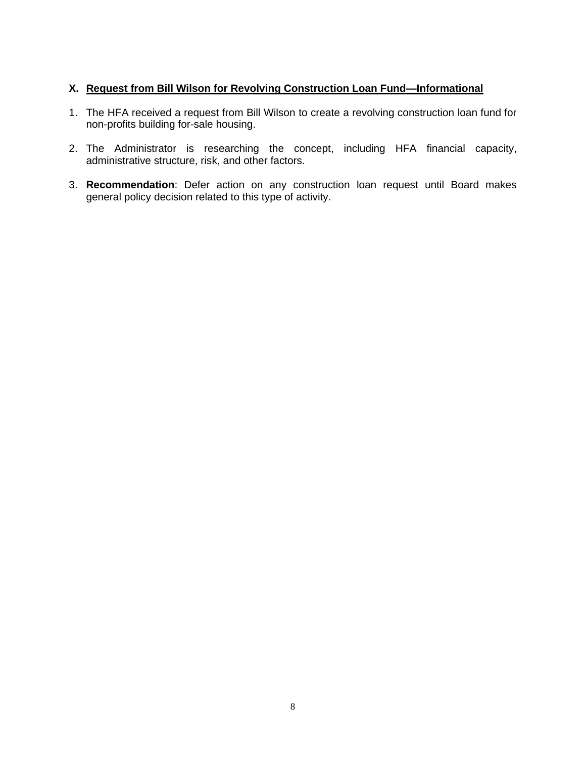## X. Request from Bill Wilson for Revolving Construction Loan Fund—Informational

1. The HFA received a request from Bill Wilson to create a revolving construction loan fund for non-profits building for-sale housing.

2. The Administrator is researching the concept, including HFA financial capacity, administrative structure, risk, and other factors.

3. **Recommendation**: Defer action on any construction loan request until Board makes general policy decision related to this type of activity.